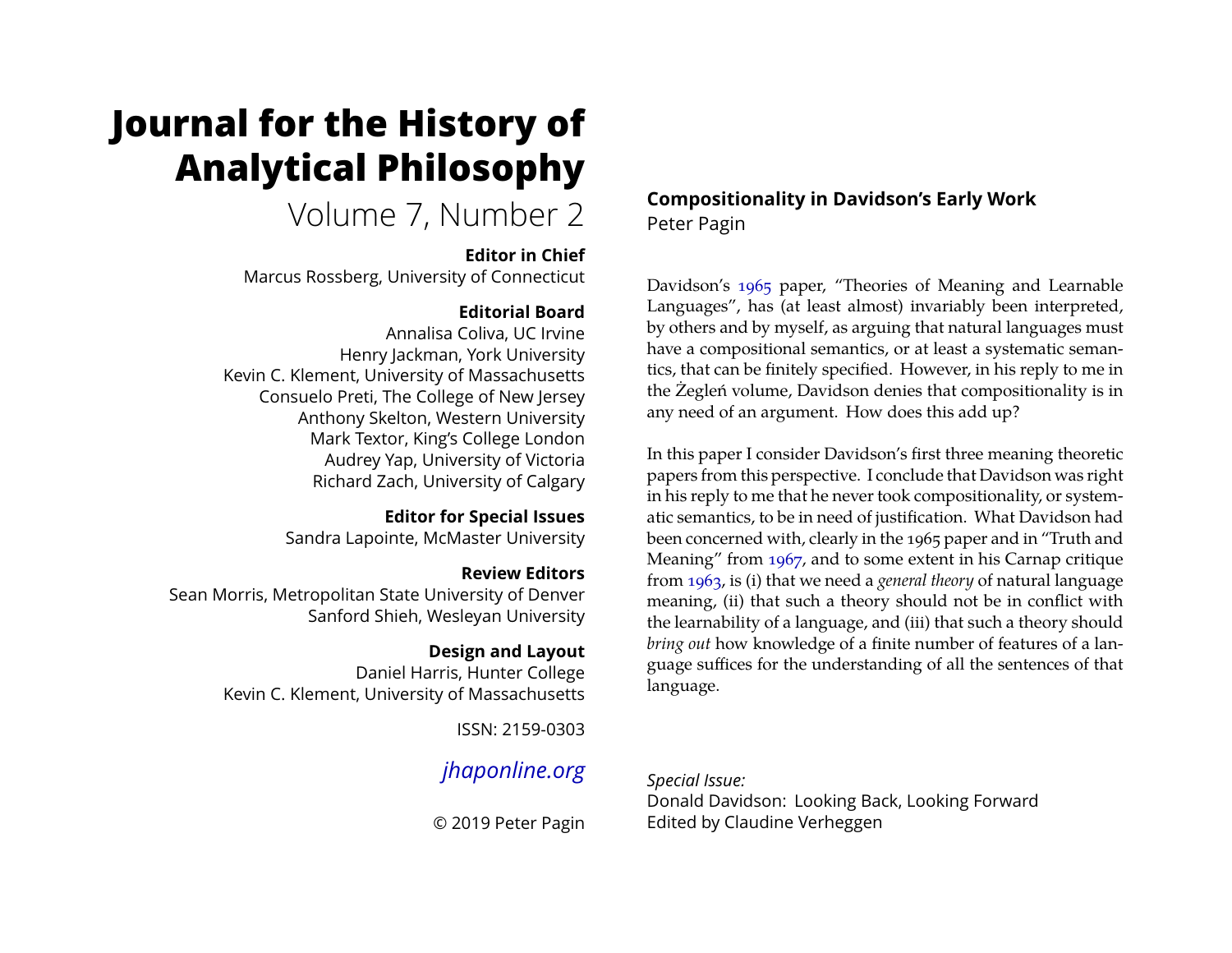# Journal for the History of Analytical Philosophy

Volume 7, Number 2

**Editor in Chief**
Marcus Rossberg, University of Connecticut

**Editorial Board**
Annalisa Coliva, UC Irvine
Henry Jackman, York University
Kevin C. Klement, University of Massachusetts
Consuelo Preti, The College of New Jersey
Anthony Skelton, Western University
Mark Textor, King's College London
Audrey Yap, University of Victoria
Richard Zach, University of Calgary

**Editor for Special Issues**
Sandra Lapointe, McMaster University

**Review Editors**
Sean Morris, Metropolitan State University of Denver
Sanford Shieh, Wesleyan University

**Design and Layout**
Daniel Harris, Hunter College
Kevin C. Klement, University of Massachusetts

ISSN: 2159-0303

*jhaponline.org*

© 2019 Peter Pagin

## Compositionality in Davidson's Early Work

Peter Pagin

Davidson's 1965 paper, "Theories of Meaning and Learnable Languages", has (at least almost) invariably been interpreted, by others and by myself, as arguing that natural languages must have a compositional semantics, or at least a systematic semantics, that can be finitely specified. However, in his reply to me in the Żegleń volume, Davidson denies that compositionality is in any need of an argument. How does this add up?

In this paper I consider Davidson's first three meaning theoretic papers from this perspective. I conclude that Davidson was right in his reply to me that he never took compositionality, or systematic semantics, to be in need of justification. What Davidson had been concerned with, clearly in the 1965 paper and in "Truth and Meaning" from 1967, and to some extent in his Carnap critique from 1963, is (i) that we need a *general theory* of natural language meaning, (ii) that such a theory should not be in conflict with the learnability of a language, and (iii) that such a theory should *bring out* how knowledge of a finite number of features of a language suffices for the understanding of all the sentences of that language.

*Special Issue:*
Donald Davidson: Looking Back, Looking Forward
Edited by Claudine Verheggen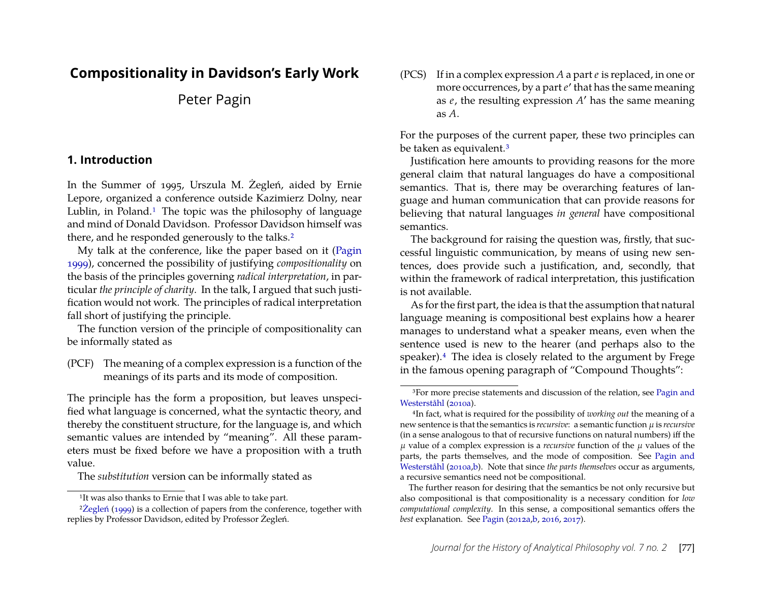# Compositionality in Davidson's Early Work

Peter Pagin

## 1. Introduction

In the Summer of 1995, Urszula M. Żegleń, aided by Ernie Lepore, organized a conference outside Kazimierz Dolny, near Lublin, in Poland.[1] The topic was the philosophy of language and mind of Donald Davidson. Professor Davidson himself was there, and he responded generously to the talks.[2]

My talk at the conference, like the paper based on it (Pagin 1999), concerned the possibility of justifying *compositionality* on the basis of the principles governing *radical interpretation*, in particular *the principle of charity*. In the talk, I argued that such justification would not work. The principles of radical interpretation fall short of justifying the principle.

The function version of the principle of compositionality can be informally stated as

(PCF) The meaning of a complex expression is a function of the meanings of its parts and its mode of composition.

The principle has the form a proposition, but leaves unspecified what language is concerned, what the syntactic theory, and thereby the constituent structure, for the language is, and which semantic values are intended by "meaning". All these parameters must be fixed before we have a proposition with a truth value.

The *substitution* version can be informally stated as

(PCS) If in a complex expression $A$ a part $e$ is replaced, in one or more occurrences, by a part $e'$ that has the same meaning as $e$, the resulting expression $A'$ has the same meaning as $A$.

For the purposes of the current paper, these two principles can be taken as equivalent.[3]

Justification here amounts to providing reasons for the more general claim that natural languages do have a compositional semantics. That is, there may be overarching features of language and human communication that can provide reasons for believing that natural languages *in general* have compositional semantics.

The background for raising the question was, firstly, that successful linguistic communication, by means of using new sentences, does provide such a justification, and, secondly, that within the framework of radical interpretation, this justification is not available.

As for the first part, the idea is that the assumption that natural language meaning is compositional best explains how a hearer manages to understand what a speaker means, even when the sentence used is new to the hearer (and perhaps also to the speaker).[4] The idea is closely related to the argument by Frege in the famous opening paragraph of "Compound Thoughts":

---

[1] It was also thanks to Ernie that I was able to take part.

[2] Żegleń (1999) is a collection of papers from the conference, together with replies by Professor Davidson, edited by Professor Żegleń.

[3] For more precise statements and discussion of the relation, see Pagin and Westerståhl (2010a).

[4] In fact, what is required for the possibility of *working out* the meaning of a new sentence is that the semantics is *recursive*: a semantic function $\mu$ is *recursive* (in a sense analogous to that of recursive functions on natural numbers) iff the $\mu$ value of a complex expression is a *recursive* function of the $\mu$ values of the parts, the parts themselves, and the mode of composition. See Pagin and Westerståhl (2010a,b). Note that since *the parts themselves* occur as arguments, a recursive semantics need not be compositional.

The further reason for desiring that the semantics be not only recursive but also compositional is that compositionality is a necessary condition for *low computational complexity*. In this sense, a compositional semantics offers the *best* explanation. See Pagin (2012a,b, 2016, 2017).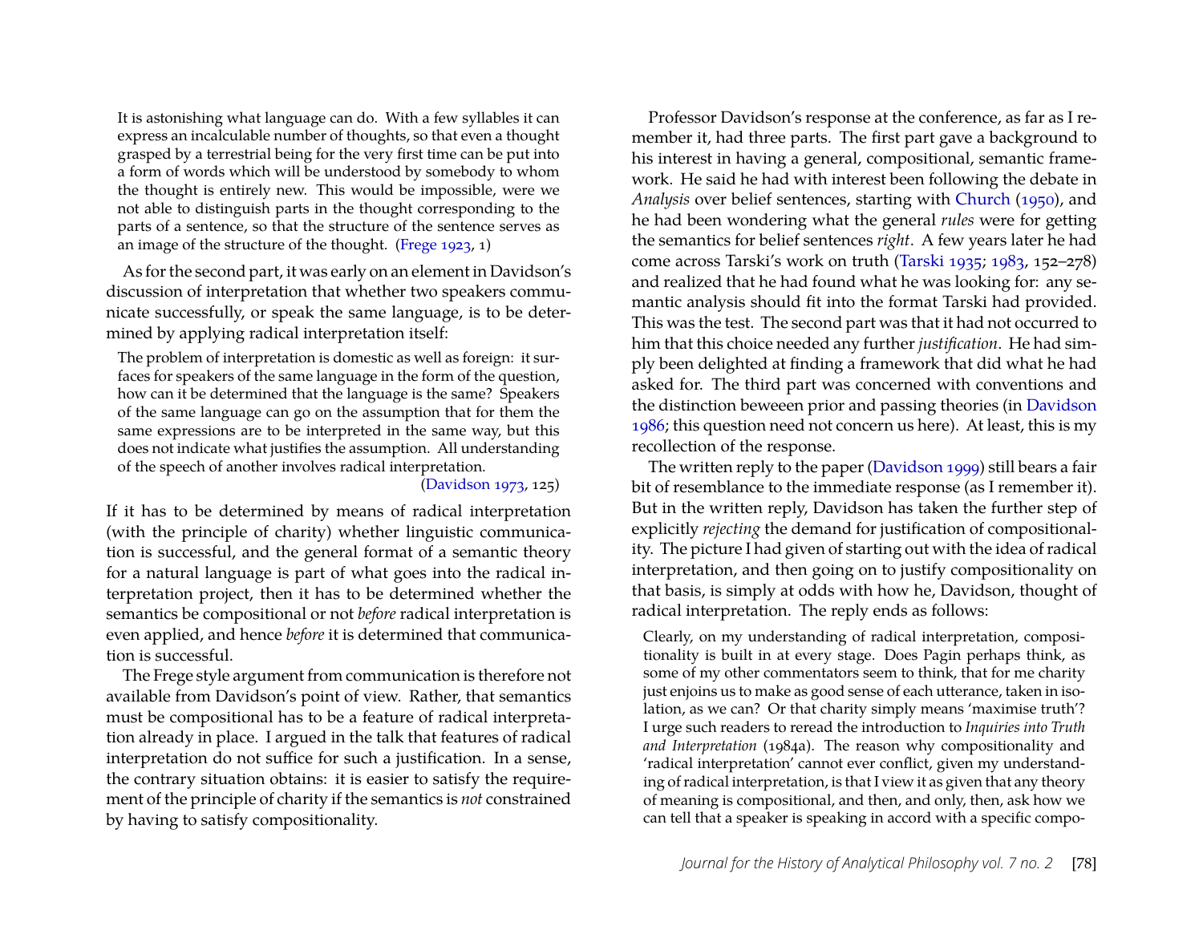> It is astonishing what language can do. With a few syllables it can express an incalculable number of thoughts, so that even a thought grasped by a terrestrial being for the very first time can be put into a form of words which will be understood by somebody to whom the thought is entirely new. This would be impossible, were we not able to distinguish parts in the thought corresponding to the parts of a sentence, so that the structure of the sentence serves as an image of the structure of the thought. (Frege 1923, 1)

As for the second part, it was early on an element in Davidson's discussion of interpretation that whether two speakers communicate successfully, or speak the same language, is to be determined by applying radical interpretation itself:

> The problem of interpretation is domestic as well as foreign: it surfaces for speakers of the same language in the form of the question, how can it be determined that the language is the same? Speakers of the same language can go on the assumption that for them the same expressions are to be interpreted in the same way, but this does not indicate what justifies the assumption. All understanding of the speech of another involves radical interpretation.
>
> (Davidson 1973, 125)

If it has to be determined by means of radical interpretation (with the principle of charity) whether linguistic communication is successful, and the general format of a semantic theory for a natural language is part of what goes into the radical interpretation project, then it has to be determined whether the semantics be compositional or not *before* radical interpretation is even applied, and hence *before* it is determined that communication is successful.

The Frege style argument from communication is therefore not available from Davidson's point of view. Rather, that semantics must be compositional has to be a feature of radical interpretation already in place. I argued in the talk that features of radical interpretation do not suffice for such a justification. In a sense, the contrary situation obtains: it is easier to satisfy the requirement of the principle of charity if the semantics is *not* constrained by having to satisfy compositionality.

Professor Davidson's response at the conference, as far as I remember it, had three parts. The first part gave a background to his interest in having a general, compositional, semantic framework. He said he had with interest been following the debate in *Analysis* over belief sentences, starting with Church (1950), and he had been wondering what the general *rules* were for getting the semantics for belief sentences *right*. A few years later he had come across Tarski's work on truth (Tarski 1935; 1983, 152–278) and realized that he had found what he was looking for: any semantic analysis should fit into the format Tarski had provided. This was the test. The second part was that it had not occurred to him that this choice needed any further *justification*. He had simply been delighted at finding a framework that did what he had asked for. The third part was concerned with conventions and the distinction beweeen prior and passing theories (in Davidson 1986; this question need not concern us here). At least, this is my recollection of the response.

The written reply to the paper (Davidson 1999) still bears a fair bit of resemblance to the immediate response (as I remember it). But in the written reply, Davidson has taken the further step of explicitly *rejecting* the demand for justification of compositionality. The picture I had given of starting out with the idea of radical interpretation, and then going on to justify compositionality on that basis, is simply at odds with how he, Davidson, thought of radical interpretation. The reply ends as follows:

> Clearly, on my understanding of radical interpretation, compositionality is built in at every stage. Does Pagin perhaps think, as some of my other commentators seem to think, that for me charity just enjoins us to make as good sense of each utterance, taken in isolation, as we can? Or that charity simply means 'maximise truth'? I urge such readers to reread the introduction to *Inquiries into Truth and Interpretation* (1984a). The reason why compositionality and 'radical interpretation' cannot ever conflict, given my understanding of radical interpretation, is that I view it as given that any theory of meaning is compositional, and then, and only, then, ask how we can tell that a speaker is speaking in accord with a specific compo-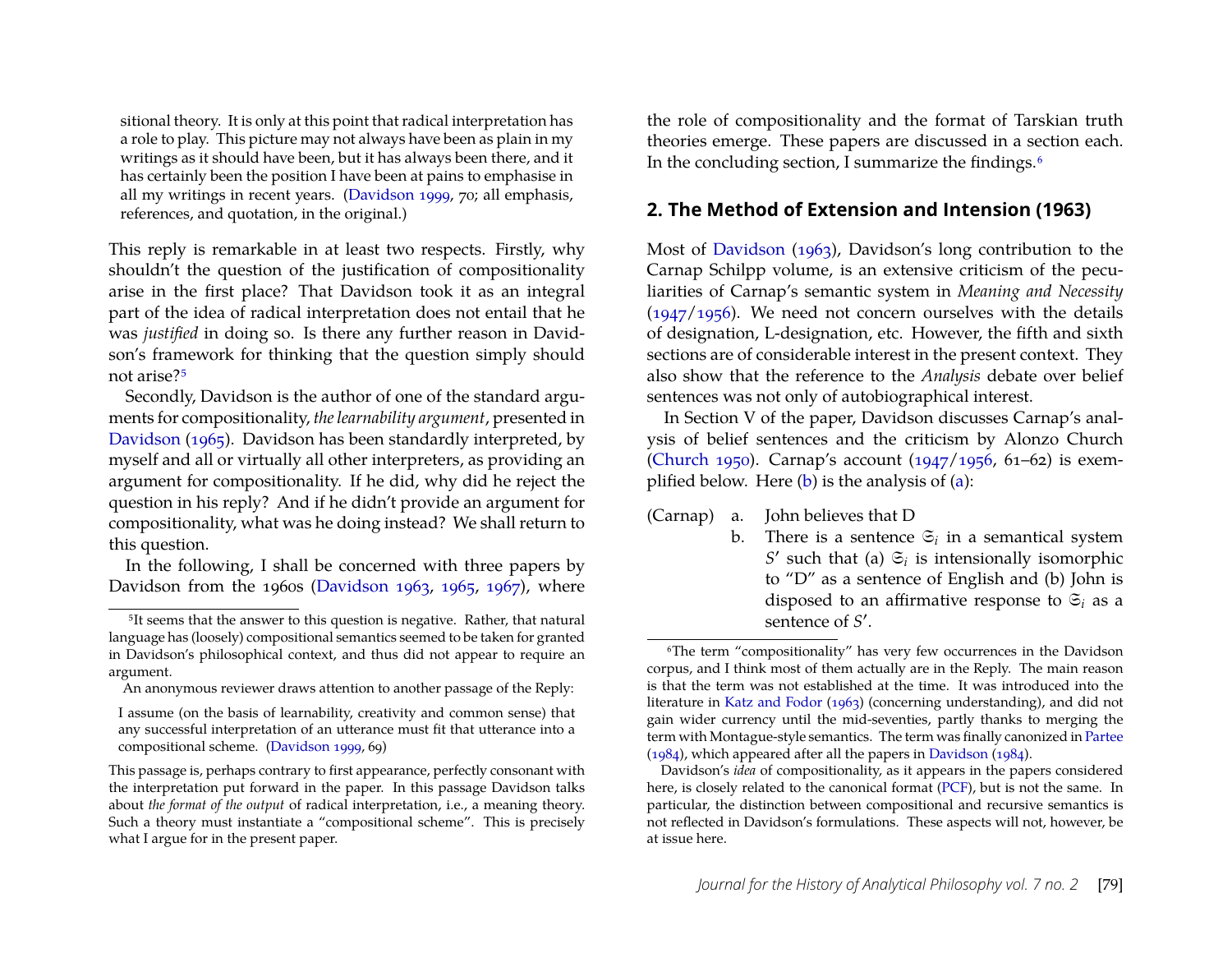sitional theory. It is only at this point that radical interpretation has a role to play. This picture may not always have been as plain in my writings as it should have been, but it has always been there, and it has certainly been the position I have been at pains to emphasise in all my writings in recent years. (Davidson 1999, 70; all emphasis, references, and quotation, in the original.)

This reply is remarkable in at least two respects. Firstly, why shouldn't the question of the justification of compositionality arise in the first place? That Davidson took it as an integral part of the idea of radical interpretation does not entail that he was *justified* in doing so. Is there any further reason in Davidson's framework for thinking that the question simply should not arise?[5]

Secondly, Davidson is the author of one of the standard arguments for compositionality, *the learnability argument*, presented in Davidson (1965). Davidson has been standardly interpreted, by myself and all or virtually all other interpreters, as providing an argument for compositionality. If he did, why did he reject the question in his reply? And if he didn't provide an argument for compositionality, what was he doing instead? We shall return to this question.

In the following, I shall be concerned with three papers by Davidson from the 1960s (Davidson 1963, 1965, 1967), where the role of compositionality and the format of Tarskian truth theories emerge. These papers are discussed in a section each. In the concluding section, I summarize the findings.[6]

[5] It seems that the answer to this question is negative. Rather, that natural language has (loosely) compositional semantics seemed to be taken for granted in Davidson's philosophical context, and thus did not appear to require an argument.

An anonymous reviewer draws attention to another passage of the Reply:

> I assume (on the basis of learnability, creativity and common sense) that any successful interpretation of an utterance must fit that utterance into a compositional scheme. (Davidson 1999, 69)

This passage is, perhaps contrary to first appearance, perfectly consonant with the interpretation put forward in the paper. In this passage Davidson talks about *the format of the output* of radical interpretation, i.e., a meaning theory. Such a theory must instantiate a "compositional scheme". This is precisely what I argue for in the present paper.

[6] The term "compositionality" has very few occurrences in the Davidson corpus, and I think most of them actually are in the Reply. The main reason is that the term was not established at the time. It was introduced into the literature in Katz and Fodor (1963) (concerning understanding), and did not gain wider currency until the mid-seventies, partly thanks to merging the term with Montague-style semantics. The term was finally canonized in Partee (1984), which appeared after all the papers in Davidson (1984).

Davidson's *idea* of compositionality, as it appears in the papers considered here, is closely related to the canonical format (PCF), but is not the same. In particular, the distinction between compositional and recursive semantics is not reflected in Davidson's formulations. These aspects will not, however, be at issue here.

## 2. The Method of Extension and Intension (1963)

Most of Davidson (1963), Davidson's long contribution to the Carnap Schilpp volume, is an extensive criticism of the peculiarities of Carnap's semantic system in *Meaning and Necessity* (1947/1956). We need not concern ourselves with the details of designation, L-designation, etc. However, the fifth and sixth sections are of considerable interest in the present context. They also show that the reference to the *Analysis* debate over belief sentences was not only of autobiographical interest.

In Section V of the paper, Davidson discusses Carnap's analysis of belief sentences and the criticism by Alonzo Church (Church 1950). Carnap's account (1947/1956, 61–62) is exemplified below. Here (b) is the analysis of (a):

(Carnap)
a. John believes that D
b. There is a sentence $\mathfrak{S}_i$ in a semantical system $S'$ such that (a) $\mathfrak{S}_i$ is intensionally isomorphic to "D" as a sentence of English and (b) John is disposed to an affirmative response to $\mathfrak{S}_i$ as a sentence of $S'$.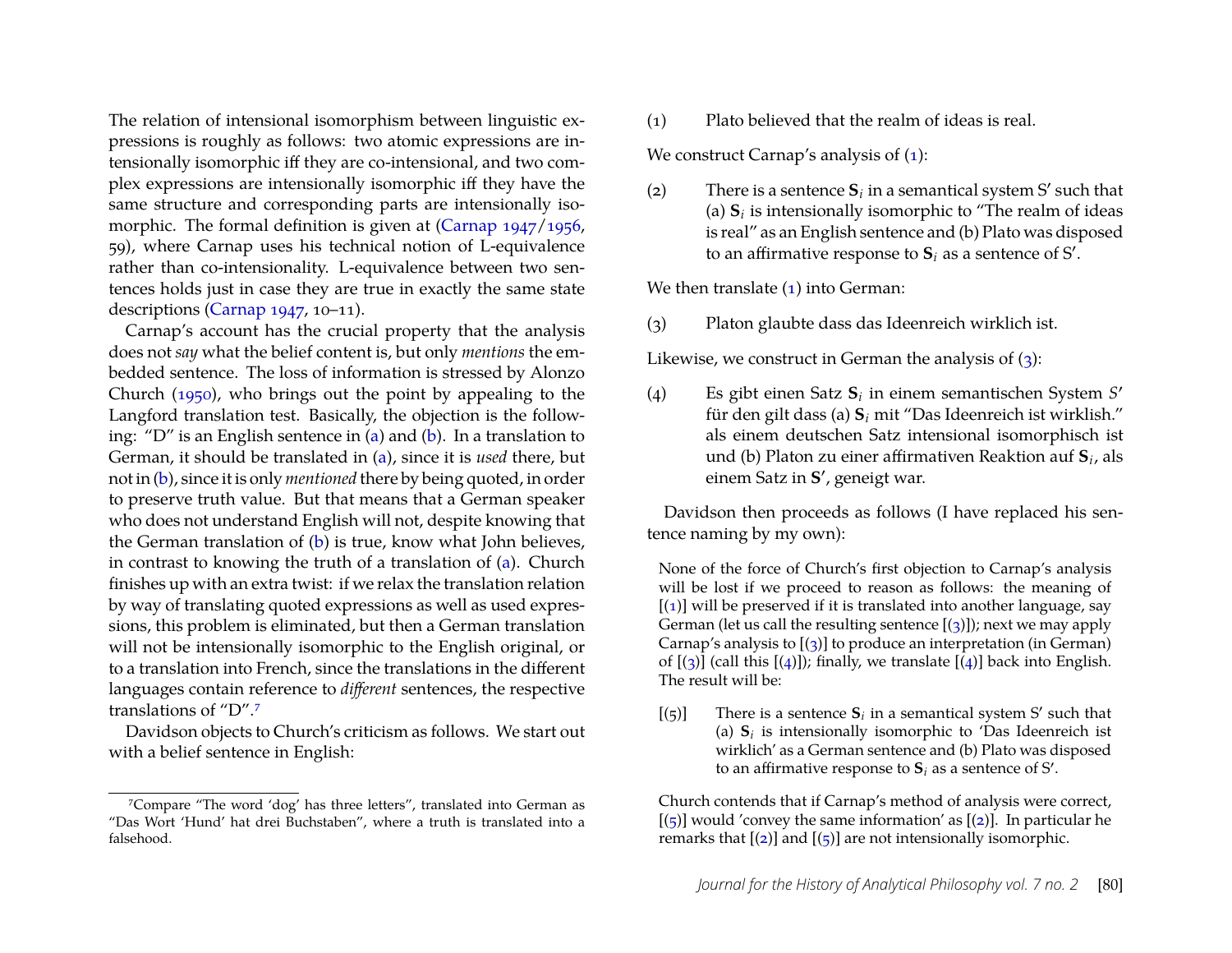The relation of intensional isomorphism between linguistic expressions is roughly as follows: two atomic expressions are intensionally isomorphic iff they are co-intensional, and two complex expressions are intensionally isomorphic iff they have the same structure and corresponding parts are intensionally isomorphic. The formal definition is given at (Carnap 1947/1956, 59), where Carnap uses his technical notion of L-equivalence rather than co-intensionality. L-equivalence between two sentences holds just in case they are true in exactly the same state descriptions (Carnap 1947, 10–11).

Carnap's account has the crucial property that the analysis does not *say* what the belief content is, but only *mentions* the embedded sentence. The loss of information is stressed by Alonzo Church (1950), who brings out the point by appealing to the Langford translation test. Basically, the objection is the following: "D" is an English sentence in (a) and (b). In a translation to German, it should be translated in (a), since it is *used* there, but not in (b), since it is only *mentioned* there by being quoted, in order to preserve truth value. But that means that a German speaker who does not understand English will not, despite knowing that the German translation of (b) is true, know what John believes, in contrast to knowing the truth of a translation of (a). Church finishes up with an extra twist: if we relax the translation relation by way of translating quoted expressions as well as used expressions, this problem is eliminated, but then a German translation will not be intensionally isomorphic to the English original, or to a translation into French, since the translations in the different languages contain reference to *different* sentences, the respective translations of "D".[7]

Davidson objects to Church's criticism as follows. We start out with a belief sentence in English:

(1) Plato believed that the realm of ideas is real.

We construct Carnap's analysis of (1):

(2) There is a sentence $\mathbf{S}_i$ in a semantical system S′ such that (a) $\mathbf{S}_i$ is intensionally isomorphic to "The realm of ideas is real" as an English sentence and (b) Plato was disposed to an affirmative response to $\mathbf{S}_i$ as a sentence of S′.

We then translate (1) into German:

(3) Platon glaubte dass das Ideenreich wirklich ist.

Likewise, we construct in German the analysis of (3):

(4) Es gibt einen Satz $\mathbf{S}_i$ in einem semantischen System *S*′ für den gilt dass (a) $\mathbf{S}_i$ mit "Das Ideenreich ist wirklish." als einem deutschen Satz intensional isomorphisch ist und (b) Platon zu einer affirmativen Reaktion auf $\mathbf{S}_i$, als einem Satz in **S**′, geneigt war.

Davidson then proceeds as follows (I have replaced his sentence naming by my own):

> None of the force of Church's first objection to Carnap's analysis will be lost if we proceed to reason as follows: the meaning of [(1)] will be preserved if it is translated into another language, say German (let us call the resulting sentence [(3)]); next we may apply Carnap's analysis to [(3)] to produce an interpretation (in German) of [(3)] (call this [(4)]); finally, we translate [(4)] back into English. The result will be:
>
> [(5)] There is a sentence $\mathbf{S}_i$ in a semantical system S′ such that (a) $\mathbf{S}_i$ is intensionally isomorphic to 'Das Ideenreich ist wirklich' as a German sentence and (b) Plato was disposed to an affirmative response to $\mathbf{S}_i$ as a sentence of S′.
>
> Church contends that if Carnap's method of analysis were correct, [(5)] would 'convey the same information' as [(2)]. In particular he remarks that [(2)] and [(5)] are not intensionally isomorphic.

[7] Compare "The word 'dog' has three letters", translated into German as "Das Wort 'Hund' hat drei Buchstaben", where a truth is translated into a falsehood.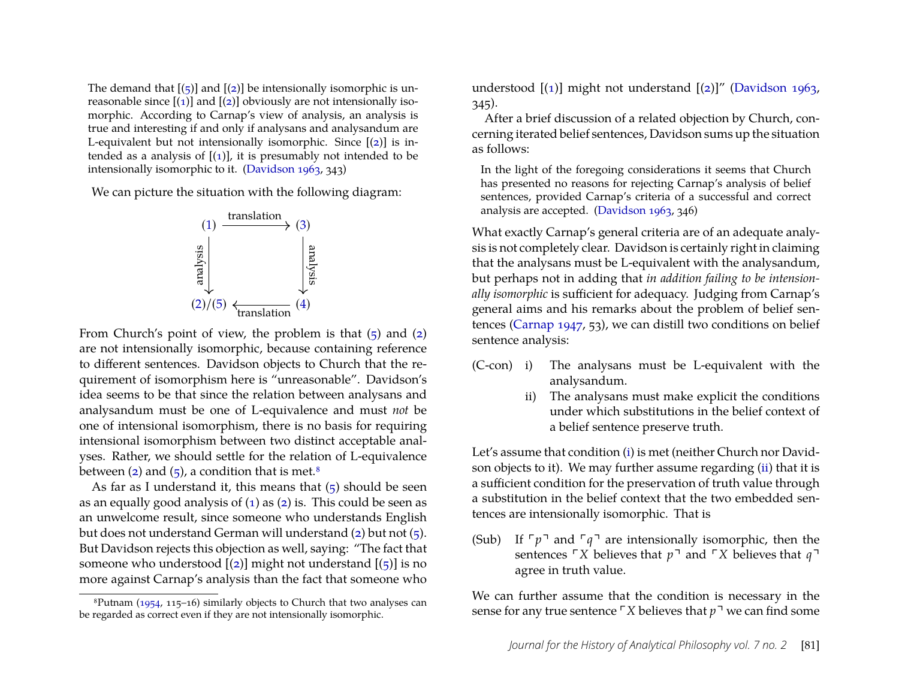> The demand that [(5)] and [(2)] be intensionally isomorphic is unreasonable since [(1)] and [(2)] obviously are not intensionally isomorphic. According to Carnap's view of analysis, an analysis is true and interesting if and only if analysans and analysandum are L-equivalent but not intensionally isomorphic. Since [(2)] is intended as a analysis of [(1)], it is presumably not intended to be intensionally isomorphic to it. (Davidson 1963, 343)

We can picture the situation with the following diagram:

$$
\begin{array}{ccc}
(1) & \xrightarrow{\text{translation}} & (3) \\
\downarrow{\scriptstyle\text{analysis}} & & \downarrow{\scriptstyle\text{analysis}} \\
(2)/(5) & \xleftarrow[\text{translation}]{} & (4)
\end{array}
$$

From Church's point of view, the problem is that (5) and (2) are not intensionally isomorphic, because containing reference to different sentences. Davidson objects to Church that the requirement of isomorphism here is "unreasonable". Davidson's idea seems to be that since the relation between analysans and analysandum must be one of L-equivalence and must *not* be one of intensional isomorphism, there is no basis for requiring intensional isomorphism between two distinct acceptable analyses. Rather, we should settle for the relation of L-equivalence between (2) and (5), a condition that is met.[8]

As far as I understand it, this means that (5) should be seen as an equally good analysis of (1) as (2) is. This could be seen as an unwelcome result, since someone who understands English but does not understand German will understand (2) but not (5). But Davidson rejects this objection as well, saying: "The fact that someone who understood [(2)] might not understand [(5)] is no more against Carnap's analysis than the fact that someone who understood [(1)] might not understand [(2)]" (Davidson 1963, 345).

After a brief discussion of a related objection by Church, concerning iterated belief sentences, Davidson sums up the situation as follows:

> In the light of the foregoing considerations it seems that Church has presented no reasons for rejecting Carnap's analysis of belief sentences, provided Carnap's criteria of a successful and correct analysis are accepted. (Davidson 1963, 346)

What exactly Carnap's general criteria are of an adequate analysis is not completely clear. Davidson is certainly right in claiming that the analysans must be L-equivalent with the analysandum, but perhaps not in adding that *in addition failing to be intensionally isomorphic* is sufficient for adequacy. Judging from Carnap's general aims and his remarks about the problem of belief sentences (Carnap 1947, 53), we can distill two conditions on belief sentence analysis:

(C-con) i) The analysans must be L-equivalent with the analysandum.

ii) The analysans must make explicit the conditions under which substitutions in the belief context of a belief sentence preserve truth.

Let's assume that condition (i) is met (neither Church nor Davidson objects to it). We may further assume regarding (ii) that it is a sufficient condition for the preservation of truth value through a substitution in the belief context that the two embedded sentences are intensionally isomorphic. That is

(Sub) If $\ulcorner p \urcorner$ and $\ulcorner q \urcorner$ are intensionally isomorphic, then the sentences $\ulcorner X$ believes that $p \urcorner$ and $\ulcorner X$ believes that $q \urcorner$ agree in truth value.

We can further assume that the condition is necessary in the sense for any true sentence $\ulcorner X$ believes that $p \urcorner$ we can find some

[8] Putnam (1954, 115–16) similarly objects to Church that two analyses can be regarded as correct even if they are not intensionally isomorphic.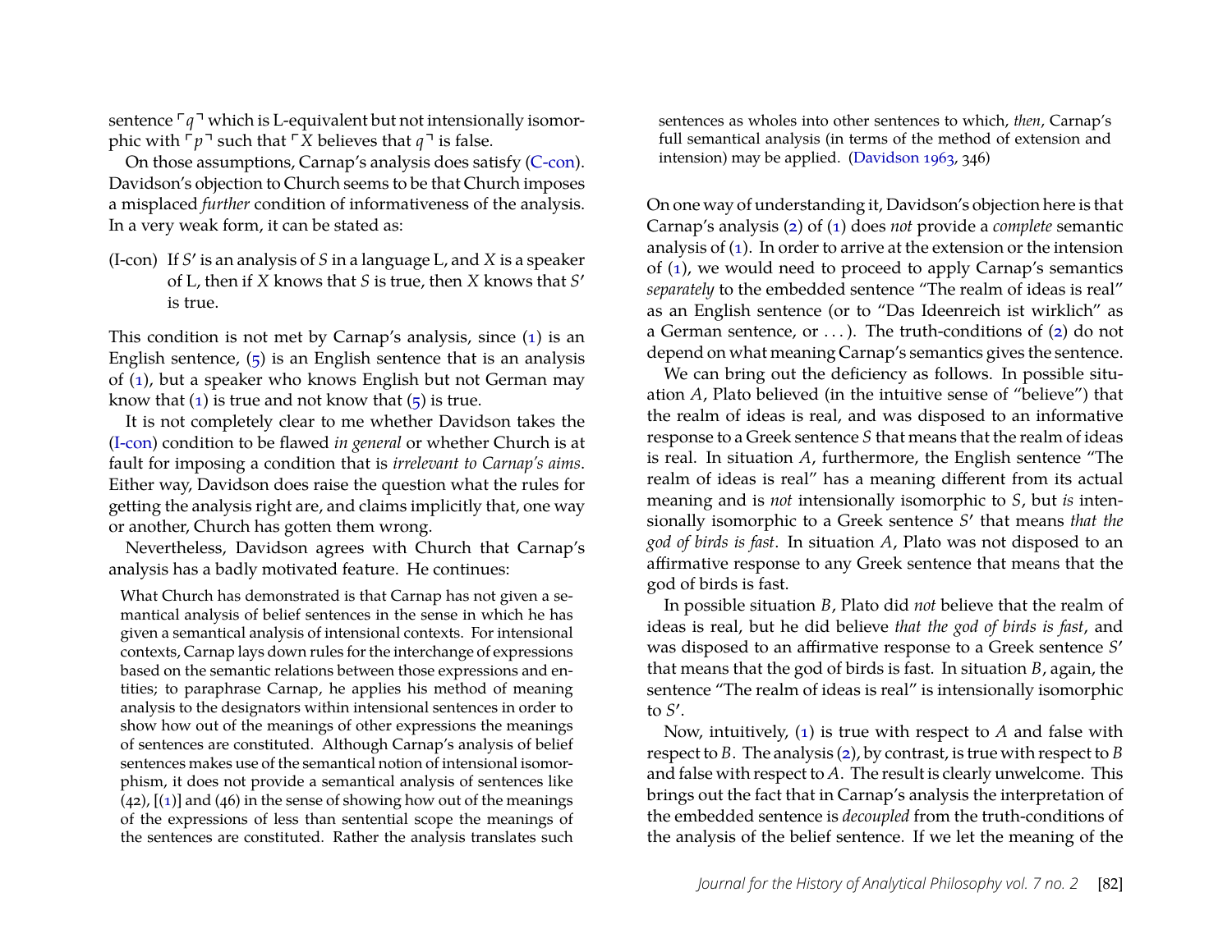sentence ⌜$q$⌝ which is L-equivalent but not intensionally isomorphic with ⌜$p$⌝ such that ⌜$X$ believes that $q$⌝ is false.

On those assumptions, Carnap's analysis does satisfy (C-con). Davidson's objection to Church seems to be that Church imposes a misplaced *further* condition of informativeness of the analysis. In a very weak form, it can be stated as:

(I-con) If $S'$ is an analysis of $S$ in a language L, and $X$ is a speaker of L, then if $X$ knows that $S$ is true, then $X$ knows that $S'$ is true.

This condition is not met by Carnap's analysis, since (1) is an English sentence, (5) is an English sentence that is an analysis of (1), but a speaker who knows English but not German may know that (1) is true and not know that (5) is true.

It is not completely clear to me whether Davidson takes the (I-con) condition to be flawed *in general* or whether Church is at fault for imposing a condition that is *irrelevant to Carnap's aims*. Either way, Davidson does raise the question what the rules for getting the analysis right are, and claims implicitly that, one way or another, Church has gotten them wrong.

Nevertheless, Davidson agrees with Church that Carnap's analysis has a badly motivated feature. He continues:

> What Church has demonstrated is that Carnap has not given a semantical analysis of belief sentences in the sense in which he has given a semantical analysis of intensional contexts. For intensional contexts, Carnap lays down rules for the interchange of expressions based on the semantic relations between those expressions and entities; to paraphrase Carnap, he applies his method of meaning analysis to the designators within intensional sentences in order to show how out of the meanings of other expressions the meanings of sentences are constituted. Although Carnap's analysis of belief sentences makes use of the semantical notion of intensional isomorphism, it does not provide a semantical analysis of sentences like (42), [(1)] and (46) in the sense of showing how out of the meanings of the expressions of less than sentential scope the meanings of the sentences are constituted. Rather the analysis translates such sentences as wholes into other sentences to which, *then*, Carnap's full semantical analysis (in terms of the method of extension and intension) may be applied. (Davidson 1963, 346)

On one way of understanding it, Davidson's objection here is that Carnap's analysis (2) of (1) does *not* provide a *complete* semantic analysis of (1). In order to arrive at the extension or the intension of (1), we would need to proceed to apply Carnap's semantics *separately* to the embedded sentence "The realm of ideas is real" as an English sentence (or to "Das Ideenreich ist wirklich" as a German sentence, or . . . ). The truth-conditions of (2) do not depend on what meaning Carnap's semantics gives the sentence.

We can bring out the deficiency as follows. In possible situation $A$, Plato believed (in the intuitive sense of "believe") that the realm of ideas is real, and was disposed to an informative response to a Greek sentence $S$ that means that the realm of ideas is real. In situation $A$, furthermore, the English sentence "The realm of ideas is real" has a meaning different from its actual meaning and is *not* intensionally isomorphic to $S$, but *is* intensionally isomorphic to a Greek sentence $S'$ that means *that the god of birds is fast*. In situation $A$, Plato was not disposed to an affirmative response to any Greek sentence that means that the god of birds is fast.

In possible situation $B$, Plato did *not* believe that the realm of ideas is real, but he did believe *that the god of birds is fast*, and was disposed to an affirmative response to a Greek sentence $S'$ that means that the god of birds is fast. In situation $B$, again, the sentence "The realm of ideas is real" is intensionally isomorphic to $S'$.

Now, intuitively, (1) is true with respect to $A$ and false with respect to $B$. The analysis (2), by contrast, is true with respect to $B$ and false with respect to $A$. The result is clearly unwelcome. This brings out the fact that in Carnap's analysis the interpretation of the embedded sentence is *decoupled* from the truth-conditions of the analysis of the belief sentence. If we let the meaning of the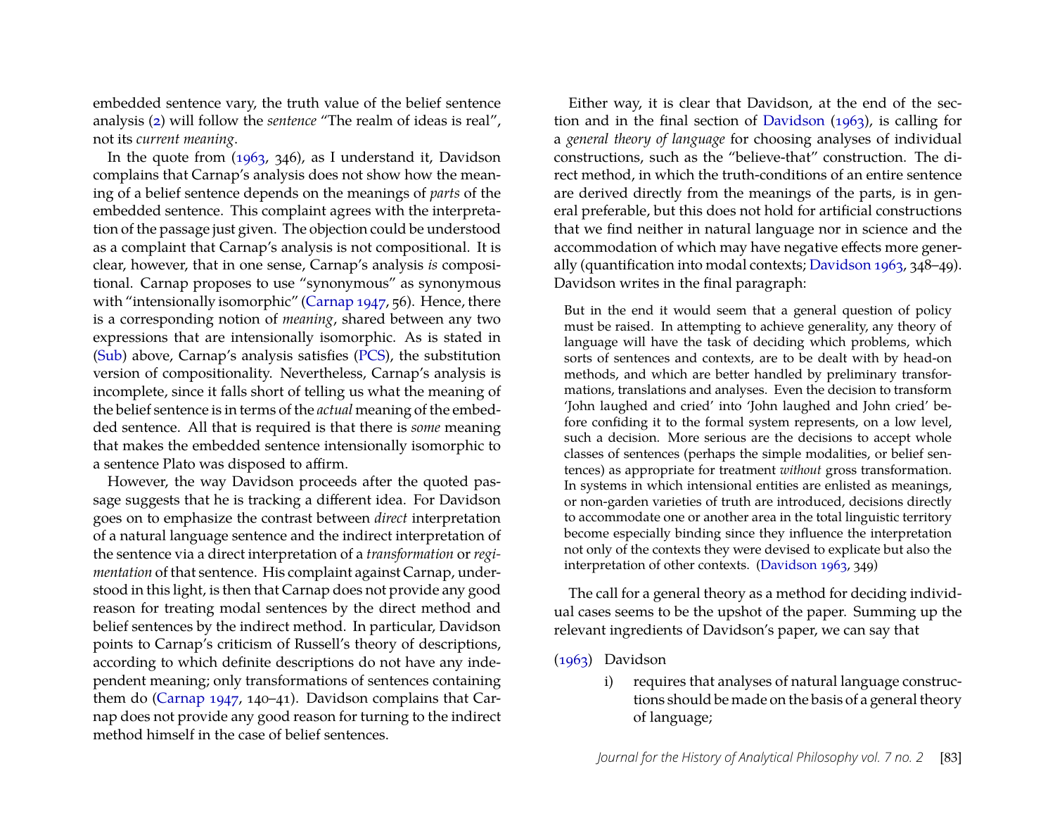embedded sentence vary, the truth value of the belief sentence analysis (2) will follow the *sentence* "The realm of ideas is real", not its *current meaning*.

In the quote from (1963, 346), as I understand it, Davidson complains that Carnap's analysis does not show how the meaning of a belief sentence depends on the meanings of *parts* of the embedded sentence. This complaint agrees with the interpretation of the passage just given. The objection could be understood as a complaint that Carnap's analysis is not compositional. It is clear, however, that in one sense, Carnap's analysis *is* compositional. Carnap proposes to use "synonymous" as synonymous with "intensionally isomorphic" (Carnap 1947, 56). Hence, there is a corresponding notion of *meaning*, shared between any two expressions that are intensionally isomorphic. As is stated in (Sub) above, Carnap's analysis satisfies (PCS), the substitution version of compositionality. Nevertheless, Carnap's analysis is incomplete, since it falls short of telling us what the meaning of the belief sentence is in terms of the *actual* meaning of the embedded sentence. All that is required is that there is *some* meaning that makes the embedded sentence intensionally isomorphic to a sentence Plato was disposed to affirm.

However, the way Davidson proceeds after the quoted passage suggests that he is tracking a different idea. For Davidson goes on to emphasize the contrast between *direct* interpretation of a natural language sentence and the indirect interpretation of the sentence via a direct interpretation of a *transformation* or *regimentation* of that sentence. His complaint against Carnap, understood in this light, is then that Carnap does not provide any good reason for treating modal sentences by the direct method and belief sentences by the indirect method. In particular, Davidson points to Carnap's criticism of Russell's theory of descriptions, according to which definite descriptions do not have any independent meaning; only transformations of sentences containing them do (Carnap 1947, 140–41). Davidson complains that Carnap does not provide any good reason for turning to the indirect method himself in the case of belief sentences.

Either way, it is clear that Davidson, at the end of the section and in the final section of Davidson (1963), is calling for a *general theory of language* for choosing analyses of individual constructions, such as the "believe-that" construction. The direct method, in which the truth-conditions of an entire sentence are derived directly from the meanings of the parts, is in general preferable, but this does not hold for artificial constructions that we find neither in natural language nor in science and the accommodation of which may have negative effects more generally (quantification into modal contexts; Davidson 1963, 348–49). Davidson writes in the final paragraph:

> But in the end it would seem that a general question of policy must be raised. In attempting to achieve generality, any theory of language will have the task of deciding which problems, which sorts of sentences and contexts, are to be dealt with by head-on methods, and which are better handled by preliminary transformations, translations and analyses. Even the decision to transform 'John laughed and cried' into 'John laughed and John cried' before confiding it to the formal system represents, on a low level, such a decision. More serious are the decisions to accept whole classes of sentences (perhaps the simple modalities, or belief sentences) as appropriate for treatment *without* gross transformation. In systems in which intensional entities are enlisted as meanings, or non-garden varieties of truth are introduced, decisions directly to accommodate one or another area in the total linguistic territory become especially binding since they influence the interpretation not only of the contexts they were devised to explicate but also the interpretation of other contexts. (Davidson 1963, 349)

The call for a general theory as a method for deciding individual cases seems to be the upshot of the paper. Summing up the relevant ingredients of Davidson's paper, we can say that

(1963) Davidson

- i) requires that analyses of natural language constructions should be made on the basis of a general theory of language;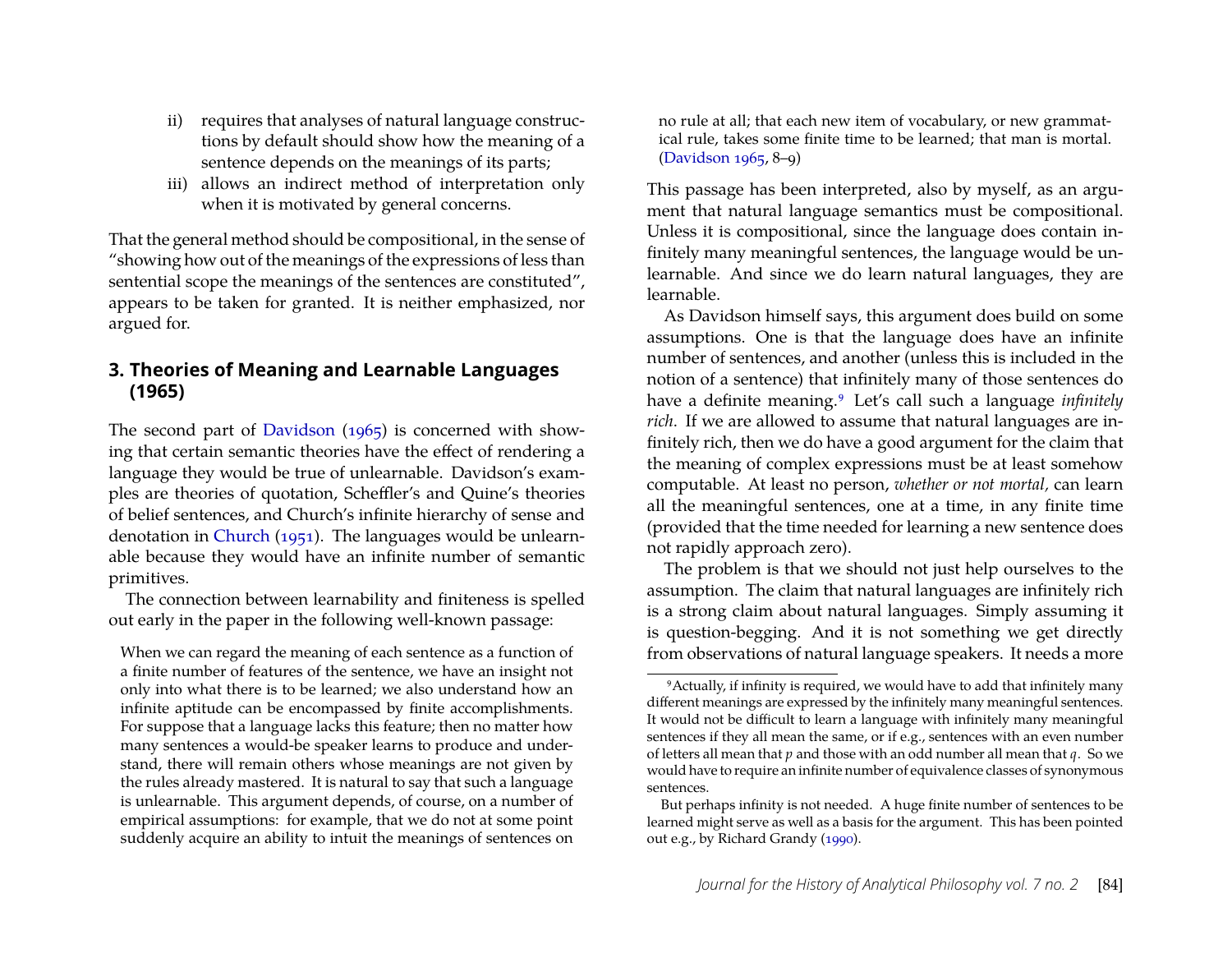ii) requires that analyses of natural language constructions by default should show how the meaning of a sentence depends on the meanings of its parts;
iii) allows an indirect method of interpretation only when it is motivated by general concerns.

That the general method should be compositional, in the sense of "showing how out of the meanings of the expressions of less than sentential scope the meanings of the sentences are constituted", appears to be taken for granted. It is neither emphasized, nor argued for.

## 3. Theories of Meaning and Learnable Languages (1965)

The second part of Davidson (1965) is concerned with showing that certain semantic theories have the effect of rendering a language they would be true of unlearnable. Davidson's examples are theories of quotation, Scheffler's and Quine's theories of belief sentences, and Church's infinite hierarchy of sense and denotation in Church (1951). The languages would be unlearnable because they would have an infinite number of semantic primitives.

The connection between learnability and finiteness is spelled out early in the paper in the following well-known passage:

> When we can regard the meaning of each sentence as a function of a finite number of features of the sentence, we have an insight not only into what there is to be learned; we also understand how an infinite aptitude can be encompassed by finite accomplishments. For suppose that a language lacks this feature; then no matter how many sentences a would-be speaker learns to produce and understand, there will remain others whose meanings are not given by the rules already mastered. It is natural to say that such a language is unlearnable. This argument depends, of course, on a number of empirical assumptions: for example, that we do not at some point suddenly acquire an ability to intuit the meanings of sentences on no rule at all; that each new item of vocabulary, or new grammatical rule, takes some finite time to be learned; that man is mortal. (Davidson 1965, 8–9)

This passage has been interpreted, also by myself, as an argument that natural language semantics must be compositional. Unless it is compositional, since the language does contain infinitely many meaningful sentences, the language would be unlearnable. And since we do learn natural languages, they are learnable.

As Davidson himself says, this argument does build on some assumptions. One is that the language does have an infinite number of sentences, and another (unless this is included in the notion of a sentence) that infinitely many of those sentences do have a definite meaning.[9] Let's call such a language *infinitely rich*. If we are allowed to assume that natural languages are infinitely rich, then we do have a good argument for the claim that the meaning of complex expressions must be at least somehow computable. At least no person, *whether or not mortal,* can learn all the meaningful sentences, one at a time, in any finite time (provided that the time needed for learning a new sentence does not rapidly approach zero).

The problem is that we should not just help ourselves to the assumption. The claim that natural languages are infinitely rich is a strong claim about natural languages. Simply assuming it is question-begging. And it is not something we get directly from observations of natural language speakers. It needs a more

---

[9] Actually, if infinity is required, we would have to add that infinitely many different meanings are expressed by the infinitely many meaningful sentences. It would not be difficult to learn a language with infinitely many meaningful sentences if they all mean the same, or if e.g., sentences with an even number of letters all mean that $p$ and those with an odd number all mean that $q$. So we would have to require an infinite number of equivalence classes of synonymous sentences.

But perhaps infinity is not needed. A huge finite number of sentences to be learned might serve as well as a basis for the argument. This has been pointed out e.g., by Richard Grandy (1990).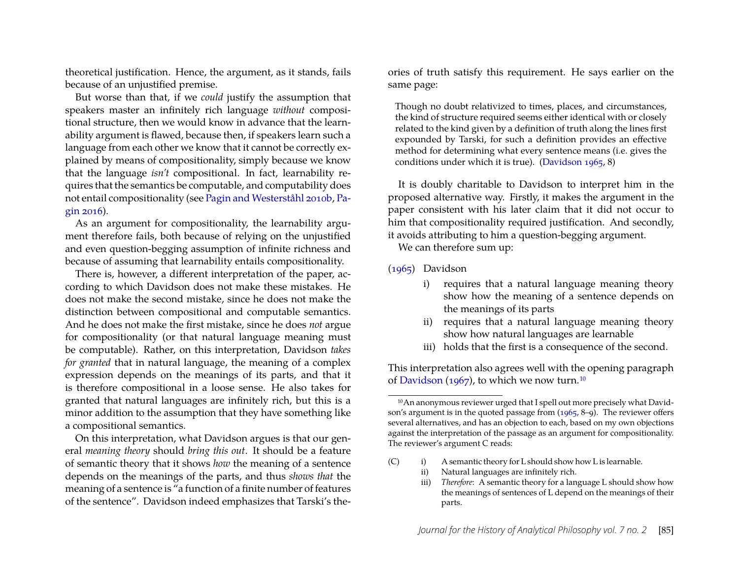theoretical justification. Hence, the argument, as it stands, fails because of an unjustified premise.

But worse than that, if we *could* justify the assumption that speakers master an infinitely rich language *without* compositional structure, then we would know in advance that the learnability argument is flawed, because then, if speakers learn such a language from each other we know that it cannot be correctly explained by means of compositionality, simply because we know that the language *isn't* compositional. In fact, learnability requires that the semantics be computable, and computability does not entail compositionality (see Pagin and Westerståhl 2010b, Pagin 2016).

As an argument for compositionality, the learnability argument therefore fails, both because of relying on the unjustified and even question-begging assumption of infinite richness and because of assuming that learnability entails compositionality.

There is, however, a different interpretation of the paper, according to which Davidson does not make these mistakes. He does not make the second mistake, since he does not make the distinction between compositional and computable semantics. And he does not make the first mistake, since he does *not* argue for compositionality (or that natural language meaning must be computable). Rather, on this interpretation, Davidson *takes for granted* that in natural language, the meaning of a complex expression depends on the meanings of its parts, and that it is therefore compositional in a loose sense. He also takes for granted that natural languages are infinitely rich, but this is a minor addition to the assumption that they have something like a compositional semantics.

On this interpretation, what Davidson argues is that our general *meaning theory* should *bring this out*. It should be a feature of semantic theory that it shows *how* the meaning of a sentence depends on the meanings of the parts, and thus *shows that* the meaning of a sentence is "a function of a finite number of features of the sentence". Davidson indeed emphasizes that Tarski's theories of truth satisfy this requirement. He says earlier on the same page:

> Though no doubt relativized to times, places, and circumstances, the kind of structure required seems either identical with or closely related to the kind given by a definition of truth along the lines first expounded by Tarski, for such a definition provides an effective method for determining what every sentence means (i.e. gives the conditions under which it is true). (Davidson 1965, 8)

It is doubly charitable to Davidson to interpret him in the proposed alternative way. Firstly, it makes the argument in the paper consistent with his later claim that it did not occur to him that compositionality required justification. And secondly, it avoids attributing to him a question-begging argument.

We can therefore sum up:

(1965) Davidson

- i) requires that a natural language meaning theory show how the meaning of a sentence depends on the meanings of its parts
- ii) requires that a natural language meaning theory show how natural languages are learnable
- iii) holds that the first is a consequence of the second.

This interpretation also agrees well with the opening paragraph of Davidson (1967), to which we now turn.[10]

[10] An anonymous reviewer urged that I spell out more precisely what Davidson's argument is in the quoted passage from (1965, 8–9). The reviewer offers several alternatives, and has an objection to each, based on my own objections against the interpretation of the passage as an argument for compositionality. The reviewer's argument C reads:

(C)
- i) A semantic theory for L should show how L is learnable.
- ii) Natural languages are infinitely rich.
- iii) *Therefore*: A semantic theory for a language L should show how the meanings of sentences of L depend on the meanings of their parts.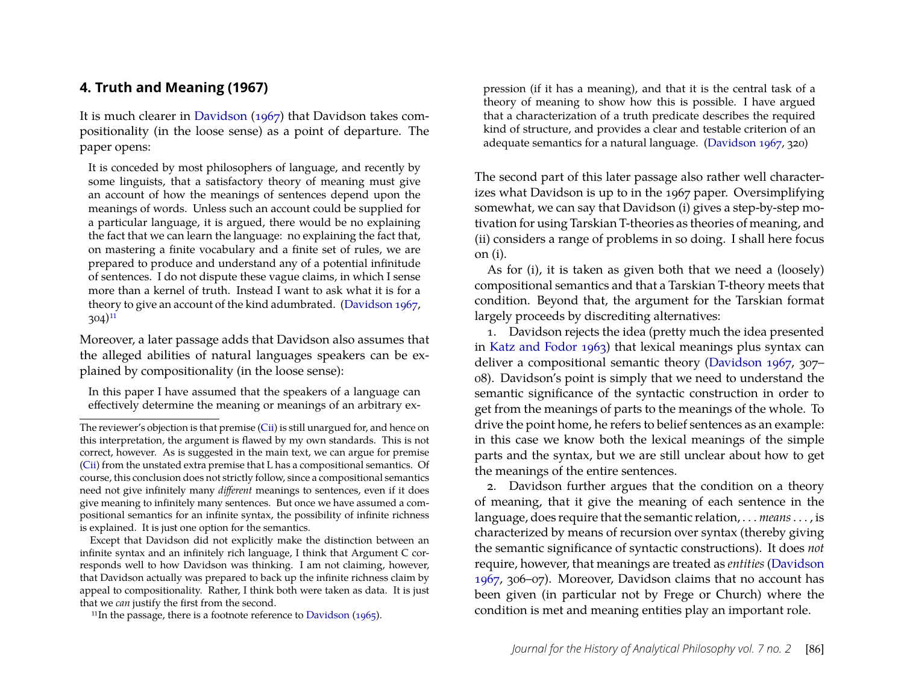## 4. Truth and Meaning (1967)

It is much clearer in Davidson (1967) that Davidson takes compositionality (in the loose sense) as a point of departure. The paper opens:

> It is conceded by most philosophers of language, and recently by some linguists, that a satisfactory theory of meaning must give an account of how the meanings of sentences depend upon the meanings of words. Unless such an account could be supplied for a particular language, it is argued, there would be no explaining the fact that we can learn the language: no explaining the fact that, on mastering a finite vocabulary and a finite set of rules, we are prepared to produce and understand any of a potential infinitude of sentences. I do not dispute these vague claims, in which I sense more than a kernel of truth. Instead I want to ask what it is for a theory to give an account of the kind adumbrated. (Davidson 1967, 304)[11]

Moreover, a later passage adds that Davidson also assumes that the alleged abilities of natural languages speakers can be explained by compositionality (in the loose sense):

> In this paper I have assumed that the speakers of a language can effectively determine the meaning or meanings of an arbitrary expression (if it has a meaning), and that it is the central task of a theory of meaning to show how this is possible. I have argued that a characterization of a truth predicate describes the required kind of structure, and provides a clear and testable criterion of an adequate semantics for a natural language. (Davidson 1967, 320)

The second part of this later passage also rather well characterizes what Davidson is up to in the 1967 paper. Oversimplifying somewhat, we can say that Davidson (i) gives a step-by-step motivation for using Tarskian T-theories as theories of meaning, and (ii) considers a range of problems in so doing. I shall here focus on (i).

As for (i), it is taken as given both that we need a (loosely) compositional semantics and that a Tarskian T-theory meets that condition. Beyond that, the argument for the Tarskian format largely proceeds by discrediting alternatives:

1. Davidson rejects the idea (pretty much the idea presented in Katz and Fodor 1963) that lexical meanings plus syntax can deliver a compositional semantic theory (Davidson 1967, 307–08). Davidson's point is simply that we need to understand the semantic significance of the syntactic construction in order to get from the meanings of parts to the meanings of the whole. To drive the point home, he refers to belief sentences as an example: in this case we know both the lexical meanings of the simple parts and the syntax, but we are still unclear about how to get the meanings of the entire sentences.

2. Davidson further argues that the condition on a theory of meaning, that it give the meaning of each sentence in the language, does require that the semantic relation, . . . *means* . . . , is characterized by means of recursion over syntax (thereby giving the semantic significance of syntactic constructions). It does *not* require, however, that meanings are treated as *entities* (Davidson 1967, 306–07). Moreover, Davidson claims that no account has been given (in particular not by Frege or Church) where the condition is met and meaning entities play an important role.

---

The reviewer's objection is that premise (Cii) is still unargued for, and hence on this interpretation, the argument is flawed by my own standards. This is not correct, however. As is suggested in the main text, we can argue for premise (Cii) from the unstated extra premise that L has a compositional semantics. Of course, this conclusion does not strictly follow, since a compositional semantics need not give infinitely many *different* meanings to sentences, even if it does give meaning to infinitely many sentences. But once we have assumed a compositional semantics for an infinite syntax, the possibility of infinite richness is explained. It is just one option for the semantics.

Except that Davidson did not explicitly make the distinction between an infinite syntax and an infinitely rich language, I think that Argument C corresponds well to how Davidson was thinking. I am not claiming, however, that Davidson actually was prepared to back up the infinite richness claim by appeal to compositionality. Rather, I think both were taken as data. It is just that we *can* justify the first from the second.

[11] In the passage, there is a footnote reference to Davidson (1965).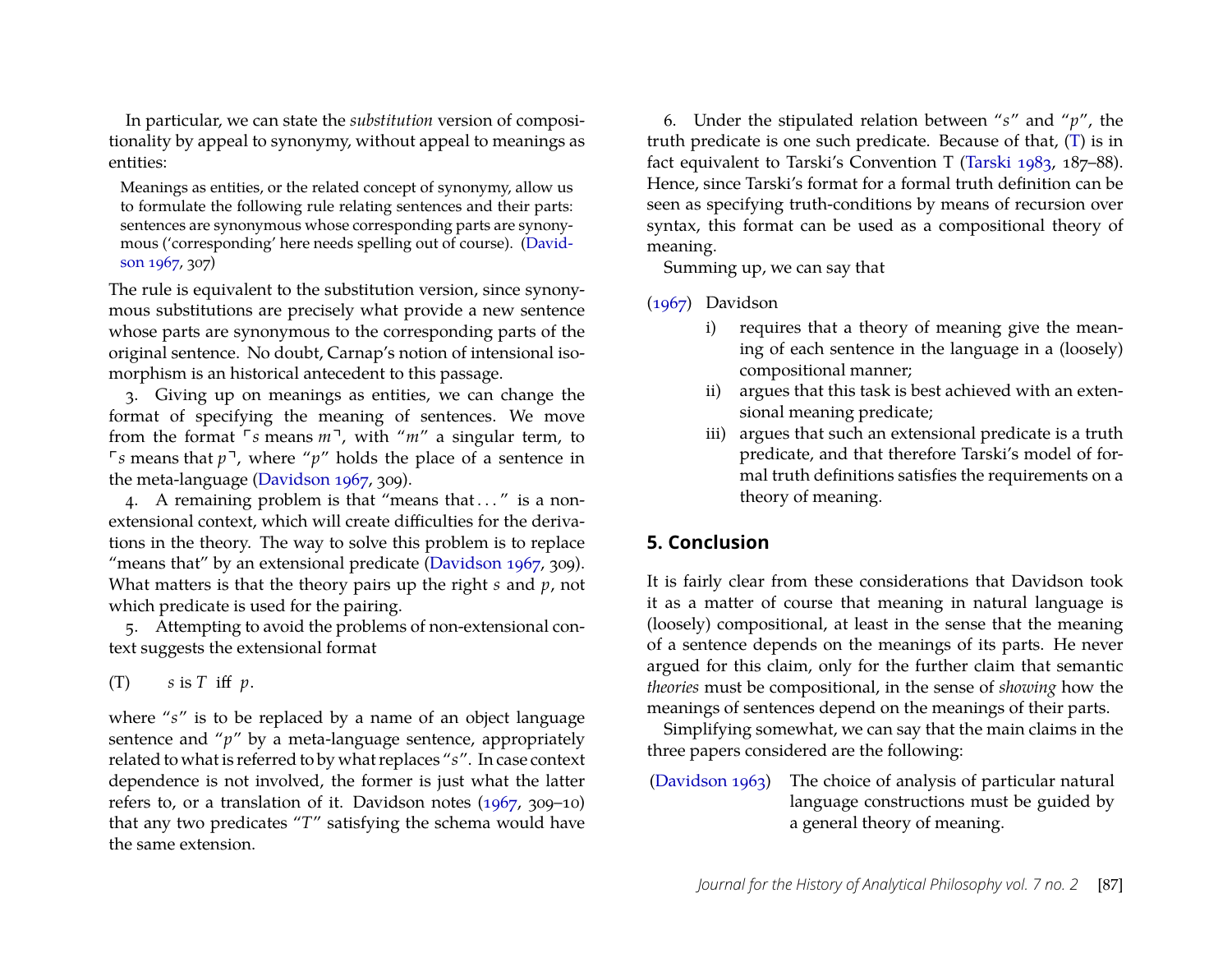In particular, we can state the *substitution* version of compositionality by appeal to synonymy, without appeal to meanings as entities:

> Meanings as entities, or the related concept of synonymy, allow us to formulate the following rule relating sentences and their parts: sentences are synonymous whose corresponding parts are synonymous ('corresponding' here needs spelling out of course). (Davidson 1967, 307)

The rule is equivalent to the substitution version, since synonymous substitutions are precisely what provide a new sentence whose parts are synonymous to the corresponding parts of the original sentence. No doubt, Carnap's notion of intensional isomorphism is an historical antecedent to this passage.

3. Giving up on meanings as entities, we can change the format of specifying the meaning of sentences. We move from the format ⌜*s* means *m*⌝, with "*m*" a singular term, to ⌜*s* means that *p*⌝, where "*p*" holds the place of a sentence in the meta-language (Davidson 1967, 309).

4. A remaining problem is that "means that . . . " is a non-extensional context, which will create difficulties for the derivations in the theory. The way to solve this problem is to replace "means that" by an extensional predicate (Davidson 1967, 309). What matters is that the theory pairs up the right *s* and *p*, not which predicate is used for the pairing.

5. Attempting to avoid the problems of non-extensional context suggests the extensional format

(T) $\quad s$ is $T$ iff $p$.

where "*s*" is to be replaced by a name of an object language sentence and "*p*" by a meta-language sentence, appropriately related to what is referred to by what replaces "*s*". In case context dependence is not involved, the former is just what the latter refers to, or a translation of it. Davidson notes (1967, 309–10) that any two predicates "*T*" satisfying the schema would have the same extension.

6. Under the stipulated relation between "*s*" and "*p*", the truth predicate is one such predicate. Because of that, (T) is in fact equivalent to Tarski's Convention T (Tarski 1983, 187–88). Hence, since Tarski's format for a formal truth definition can be seen as specifying truth-conditions by means of recursion over syntax, this format can be used as a compositional theory of meaning.

Summing up, we can say that

(1967) Davidson

i) requires that a theory of meaning give the meaning of each sentence in the language in a (loosely) compositional manner;

ii) argues that this task is best achieved with an extensional meaning predicate;

iii) argues that such an extensional predicate is a truth predicate, and that therefore Tarski's model of formal truth definitions satisfies the requirements on a theory of meaning.

## 5. Conclusion

It is fairly clear from these considerations that Davidson took it as a matter of course that meaning in natural language is (loosely) compositional, at least in the sense that the meaning of a sentence depends on the meanings of its parts. He never argued for this claim, only for the further claim that semantic *theories* must be compositional, in the sense of *showing* how the meanings of sentences depend on the meanings of their parts.

Simplifying somewhat, we can say that the main claims in the three papers considered are the following:

(Davidson 1963) The choice of analysis of particular natural language constructions must be guided by a general theory of meaning.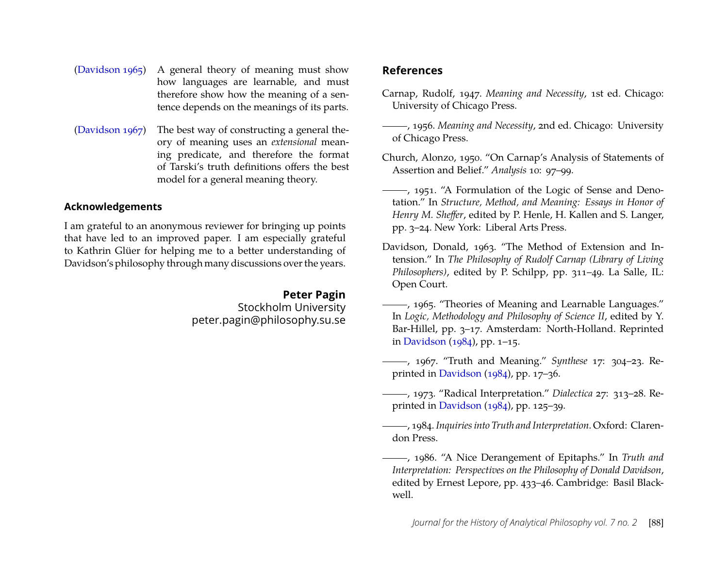(Davidson 1965) A general theory of meaning must show how languages are learnable, and must therefore show how the meaning of a sentence depends on the meanings of its parts.

(Davidson 1967) The best way of constructing a general theory of meaning uses an *extensional* meaning predicate, and therefore the format of Tarski's truth definitions offers the best model for a general meaning theory.

### Acknowledgements

I am grateful to an anonymous reviewer for bringing up points that have led to an improved paper. I am especially grateful to Kathrin Glüer for helping me to a better understanding of Davidson's philosophy through many discussions over the years.

**Peter Pagin**
Stockholm University
peter.pagin@philosophy.su.se

## References

Carnap, Rudolf, 1947. *Meaning and Necessity*, 1st ed. Chicago: University of Chicago Press.

———, 1956. *Meaning and Necessity*, 2nd ed. Chicago: University of Chicago Press.

Church, Alonzo, 1950. "On Carnap's Analysis of Statements of Assertion and Belief." *Analysis* 10: 97–99.

———, 1951. "A Formulation of the Logic of Sense and Denotation." In *Structure, Method, and Meaning: Essays in Honor of Henry M. Sheffer*, edited by P. Henle, H. Kallen and S. Langer, pp. 3–24. New York: Liberal Arts Press.

Davidson, Donald, 1963. "The Method of Extension and Intension." In *The Philosophy of Rudolf Carnap (Library of Living Philosophers)*, edited by P. Schilpp, pp. 311–49. La Salle, IL: Open Court.

———, 1965. "Theories of Meaning and Learnable Languages." In *Logic, Methodology and Philosophy of Science II*, edited by Y. Bar-Hillel, pp. 3–17. Amsterdam: North-Holland. Reprinted in Davidson (1984), pp. 1–15.

———, 1967. "Truth and Meaning." *Synthese* 17: 304–23. Reprinted in Davidson (1984), pp. 17–36.

———, 1973. "Radical Interpretation." *Dialectica* 27: 313–28. Reprinted in Davidson (1984), pp. 125–39.

———, 1984. *Inquiries into Truth and Interpretation*. Oxford: Clarendon Press.

———, 1986. "A Nice Derangement of Epitaphs." In *Truth and Interpretation: Perspectives on the Philosophy of Donald Davidson*, edited by Ernest Lepore, pp. 433–46. Cambridge: Basil Blackwell.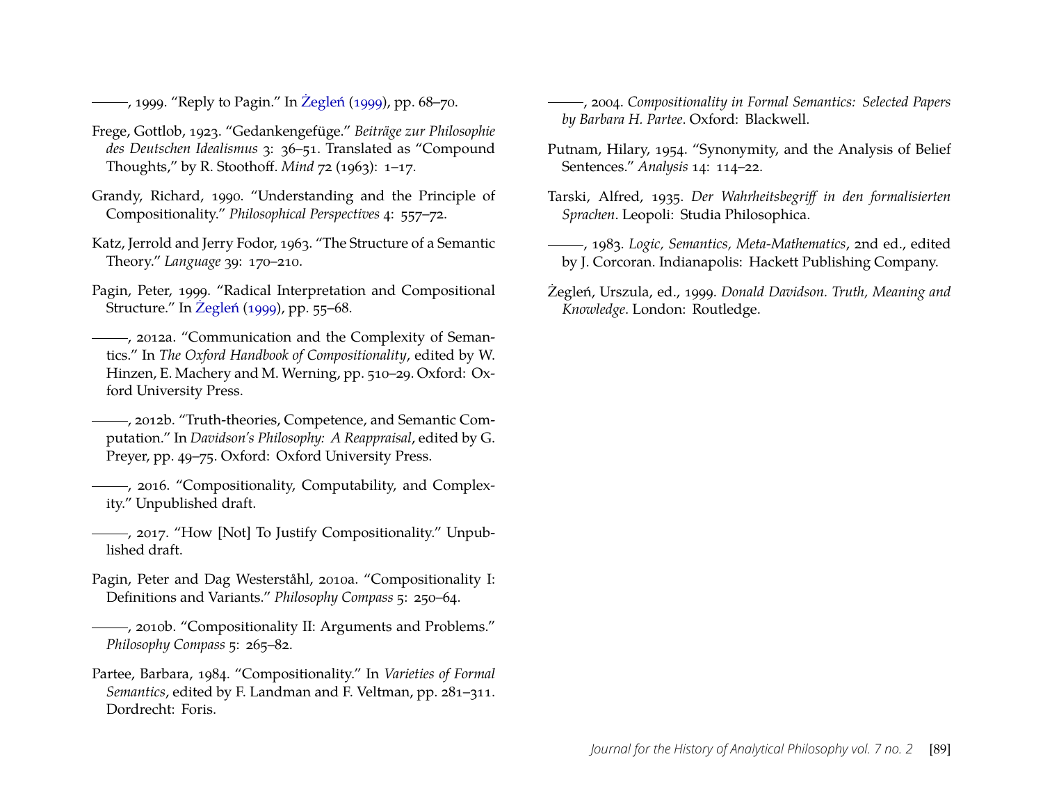———, 1999. "Reply to Pagin." In Żegleń (1999), pp. 68–70.

Frege, Gottlob, 1923. "Gedankengefüge." *Beiträge zur Philosophie des Deutschen Idealismus* 3: 36–51. Translated as "Compound Thoughts," by R. Stoothoff. *Mind* 72 (1963): 1–17.

Grandy, Richard, 1990. "Understanding and the Principle of Compositionality." *Philosophical Perspectives* 4: 557–72.

Katz, Jerrold and Jerry Fodor, 1963. "The Structure of a Semantic Theory." *Language* 39: 170–210.

Pagin, Peter, 1999. "Radical Interpretation and Compositional Structure." In Żegleń (1999), pp. 55–68.

———, 2012a. "Communication and the Complexity of Semantics." In *The Oxford Handbook of Compositionality*, edited by W. Hinzen, E. Machery and M. Werning, pp. 510–29. Oxford: Oxford University Press.

———, 2012b. "Truth-theories, Competence, and Semantic Computation." In *Davidson's Philosophy: A Reappraisal*, edited by G. Preyer, pp. 49–75. Oxford: Oxford University Press.

———, 2016. "Compositionality, Computability, and Complexity." Unpublished draft.

———, 2017. "How [Not] To Justify Compositionality." Unpublished draft.

Pagin, Peter and Dag Westerståhl, 2010a. "Compositionality I: Definitions and Variants." *Philosophy Compass* 5: 250–64.

———, 2010b. "Compositionality II: Arguments and Problems." *Philosophy Compass* 5: 265–82.

Partee, Barbara, 1984. "Compositionality." In *Varieties of Formal Semantics*, edited by F. Landman and F. Veltman, pp. 281–311. Dordrecht: Foris.

———, 2004. *Compositionality in Formal Semantics: Selected Papers by Barbara H. Partee*. Oxford: Blackwell.

Putnam, Hilary, 1954. "Synonymity, and the Analysis of Belief Sentences." *Analysis* 14: 114–22.

Tarski, Alfred, 1935. *Der Wahrheitsbegriff in den formalisierten Sprachen*. Leopoli: Studia Philosophica.

———, 1983. *Logic, Semantics, Meta-Mathematics*, 2nd ed., edited by J. Corcoran. Indianapolis: Hackett Publishing Company.

Żegleń, Urszula, ed., 1999. *Donald Davidson. Truth, Meaning and Knowledge*. London: Routledge.